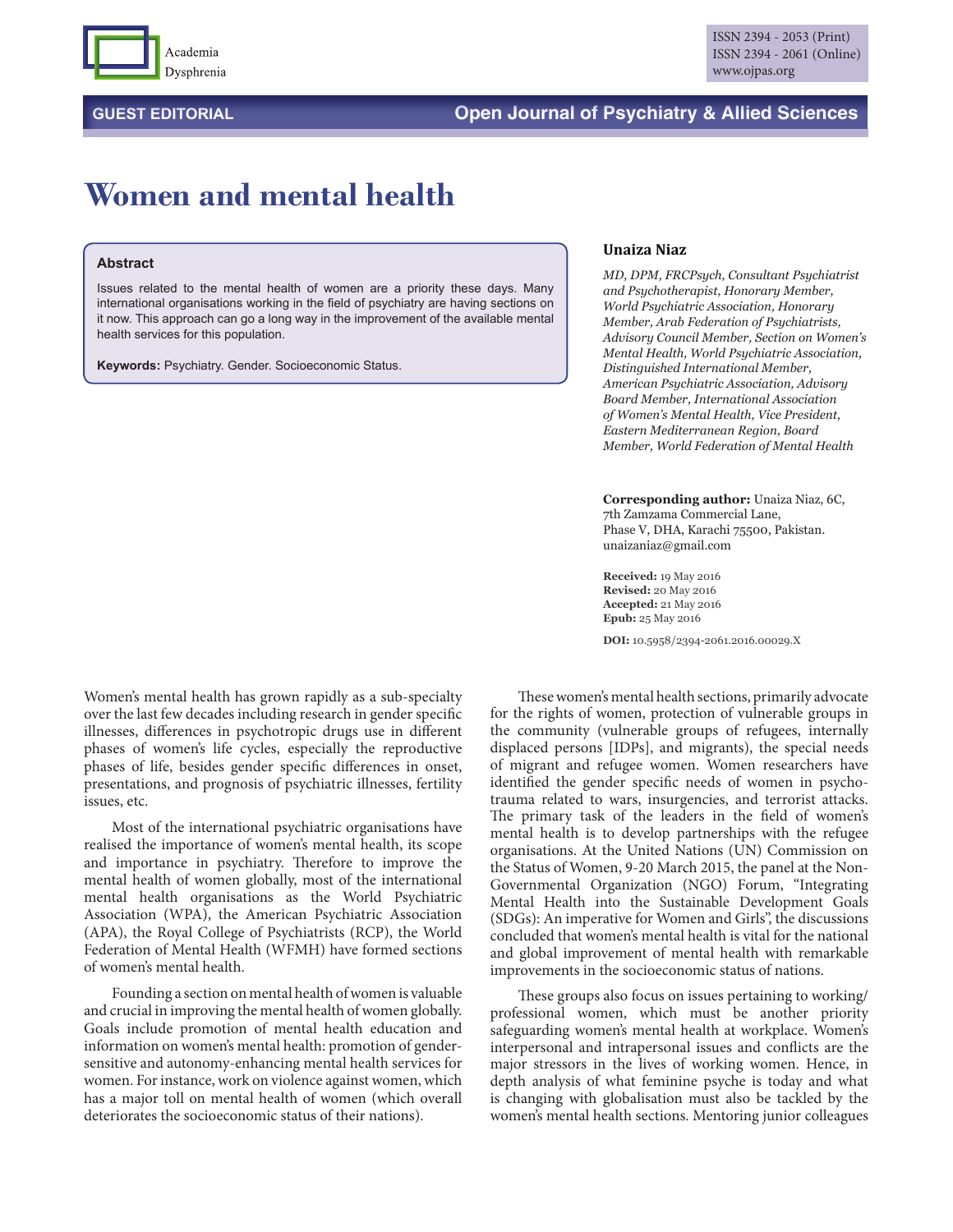# Women and mental health

### Abstract

Issues related to the mental health of women are a priority these days. Many international organisations working in the field of psychiatry are having sections on it now. This approach can go a long way in the improvement of the available mental health services for this population.

**Keywords:** Psychiatry. Gender. Socioeconomic Status.

**Unaiza Niaz**

*MD, DPM, FRCPsych, Consultant Psychiatrist and Psychotherapist, Honorary Member, World Psychiatric Association, Honorary Member, Arab Federation of Psychiatrists, Advisory Council Member, Section on Women's Mental Health, World Psychiatric Association, Distinguished International Member, American Psychiatric Association, Advisory Board Member, International Association of Women's Mental Health, Vice President, Eastern Mediterranean Region, Board Member, World Federation of Mental Health*

**Corresponding author:** Unaiza Niaz, 6C, 7th Zamzama Commercial Lane, Phase V, DHA, Karachi 75500, Pakistan. unaizaniaz@gmail.com

**Received:** 19 May 2016
**Revised:** 20 May 2016
**Accepted:** 21 May 2016
**Epub:** 25 May 2016

**DOI:** 10.5958/2394-2061.2016.00029.X

Women's mental health has grown rapidly as a sub-specialty over the last few decades including research in gender specific illnesses, differences in psychotropic drugs use in different phases of women's life cycles, especially the reproductive phases of life, besides gender specific differences in onset, presentations, and prognosis of psychiatric illnesses, fertility issues, etc.

Most of the international psychiatric organisations have realised the importance of women's mental health, its scope and importance in psychiatry. Therefore to improve the mental health of women globally, most of the international mental health organisations as the World Psychiatric Association (WPA), the American Psychiatric Association (APA), the Royal College of Psychiatrists (RCP), the World Federation of Mental Health (WFMH) have formed sections of women's mental health.

Founding a section on mental health of women is valuable and crucial in improving the mental health of women globally. Goals include promotion of mental health education and information on women's mental health: promotion of gender-sensitive and autonomy-enhancing mental health services for women. For instance, work on violence against women, which has a major toll on mental health of women (which overall deteriorates the socioeconomic status of their nations).

These women's mental health sections, primarily advocate for the rights of women, protection of vulnerable groups in the community (vulnerable groups of refugees, internally displaced persons [IDPs], and migrants), the special needs of migrant and refugee women. Women researchers have identified the gender specific needs of women in psychotrauma related to wars, insurgencies, and terrorist attacks. The primary task of the leaders in the field of women's mental health is to develop partnerships with the refugee organisations. At the United Nations (UN) Commission on the Status of Women, 9-20 March 2015, the panel at the Non-Governmental Organization (NGO) Forum, "Integrating Mental Health into the Sustainable Development Goals (SDGs): An imperative for Women and Girls", the discussions concluded that women's mental health is vital for the national and global improvement of mental health with remarkable improvements in the socioeconomic status of nations.

These groups also focus on issues pertaining to working/professional women, which must be another priority safeguarding women's mental health at workplace. Women's interpersonal and intrapersonal issues and conflicts are the major stressors in the lives of working women. Hence, in depth analysis of what feminine psyche is today and what is changing with globalisation must also be tackled by the women's mental health sections. Mentoring junior colleagues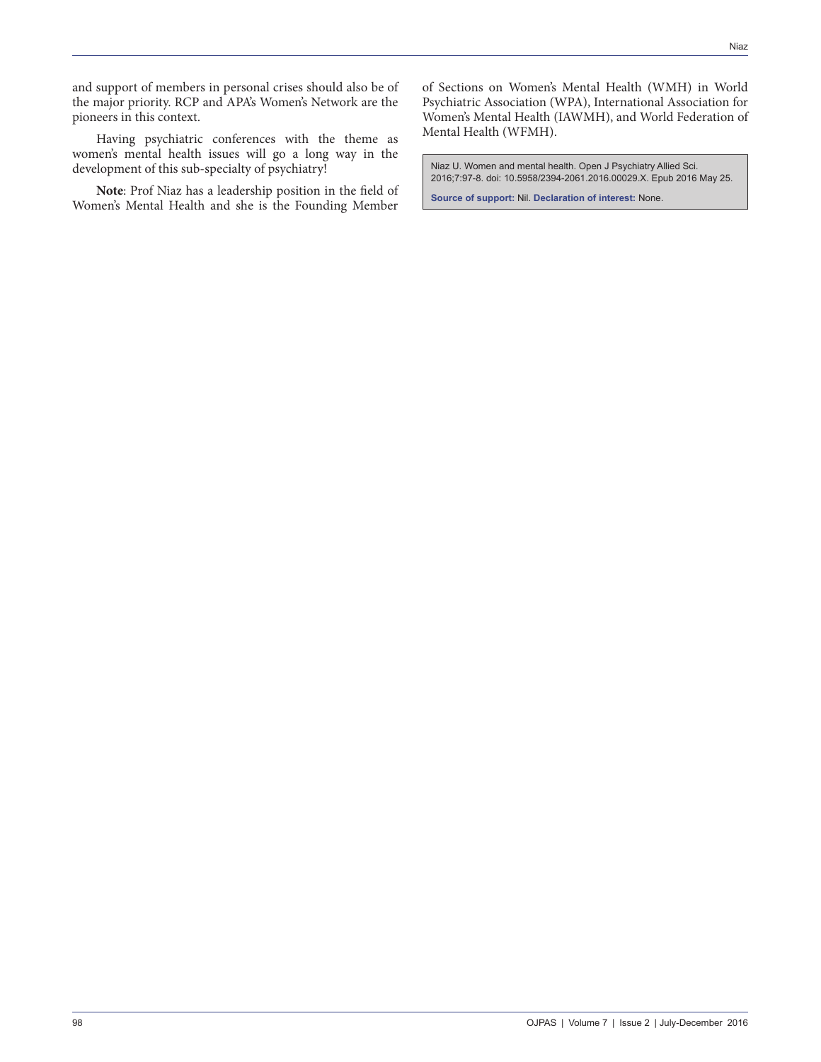and support of members in personal crises should also be of the major priority. RCP and APA's Women's Network are the pioneers in this context.

Having psychiatric conferences with the theme as women's mental health issues will go a long way in the development of this sub-specialty of psychiatry!

**Note**: Prof Niaz has a leadership position in the field of Women's Mental Health and she is the Founding Member of Sections on Women's Mental Health (WMH) in World Psychiatric Association (WPA), International Association for Women's Mental Health (IAWMH), and World Federation of Mental Health (WFMH).

Niaz U. Women and mental health. Open J Psychiatry Allied Sci. 2016;7:97-8. doi: 10.5958/2394-2061.2016.00029.X. Epub 2016 May 25.

**Source of support:** Nil. **Declaration of interest:** None.